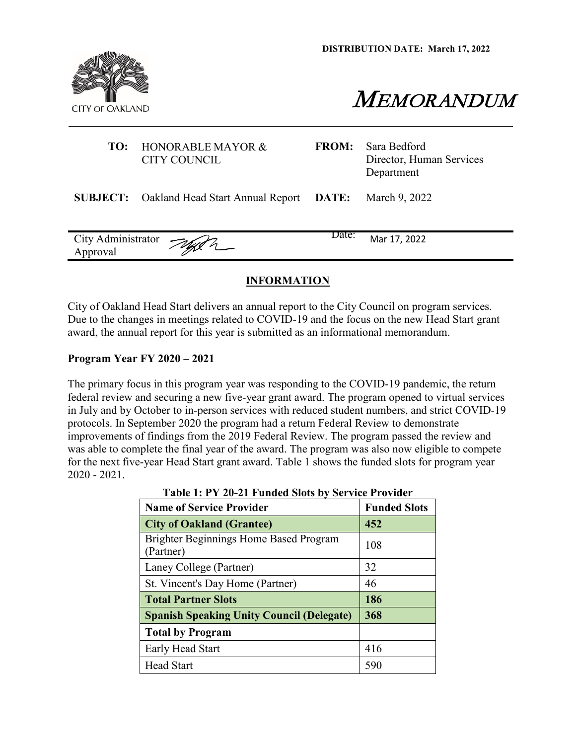**DISTRIBUTION DATE: March 17, 2022**

CITY OF OAKLAND

# MEMORANDUM

| | | | |
|---|---|---|---|
| **TO:** | HONORABLE MAYOR & CITY COUNCIL | **FROM:** | Sara Bedford Director, Human Services Department |
| **SUBJECT:** | Oakland Head Start Annual Report | **DATE:** | March 9, 2022 |

| | | | |
|---|---|---|---|
| City Administrator Approval | | Date: | Mar 17, 2022 |

## INFORMATION

City of Oakland Head Start delivers an annual report to the City Council on program services. Due to the changes in meetings related to COVID-19 and the focus on the new Head Start grant award, the annual report for this year is submitted as an informational memorandum.

### Program Year FY 2020 – 2021

The primary focus in this program year was responding to the COVID-19 pandemic, the return federal review and securing a new five-year grant award. The program opened to virtual services in July and by October to in-person services with reduced student numbers, and strict COVID-19 protocols. In September 2020 the program had a return Federal Review to demonstrate improvements of findings from the 2019 Federal Review. The program passed the review and was able to complete the final year of the award. The program was also now eligible to compete for the next five-year Head Start grant award. Table 1 shows the funded slots for program year 2020 - 2021.

**Table 1: PY 20-21 Funded Slots by Service Provider**

| Name of Service Provider | Funded Slots |
|---|---|
| **City of Oakland (Grantee)** | **452** |
| Brighter Beginnings Home Based Program (Partner) | 108 |
| Laney College (Partner) | 32 |
| St. Vincent's Day Home (Partner) | 46 |
| **Total Partner Slots** | **186** |
| **Spanish Speaking Unity Council (Delegate)** | **368** |
| **Total by Program** | |
| Early Head Start | 416 |
| Head Start | 590 |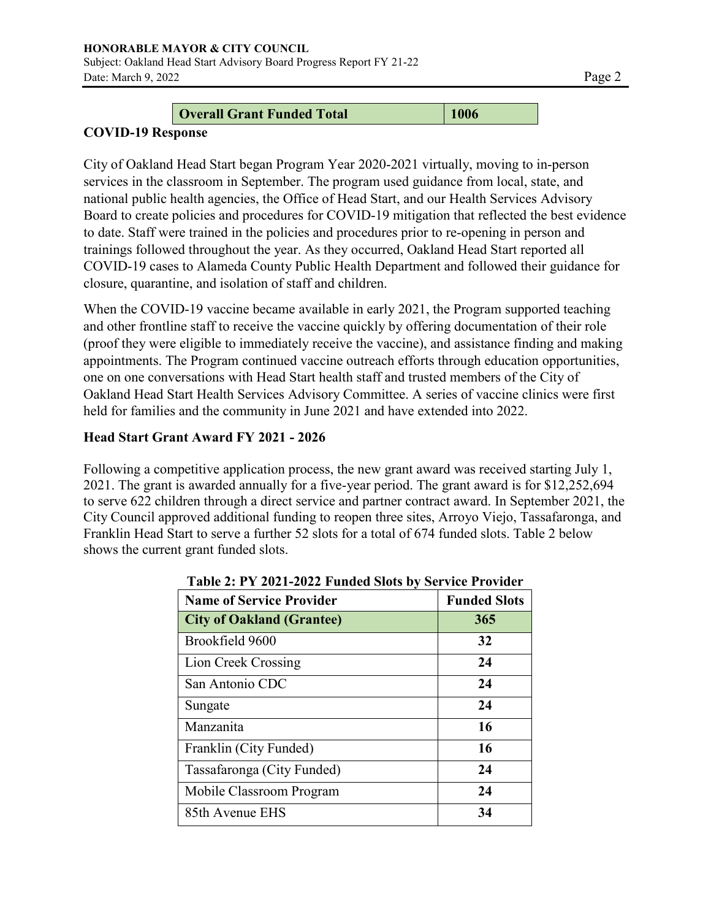| Overall Grant Funded Total | 1006 |
|---|---|

**COVID-19 Response**

City of Oakland Head Start began Program Year 2020-2021 virtually, moving to in-person services in the classroom in September. The program used guidance from local, state, and national public health agencies, the Office of Head Start, and our Health Services Advisory Board to create policies and procedures for COVID-19 mitigation that reflected the best evidence to date. Staff were trained in the policies and procedures prior to re-opening in person and trainings followed throughout the year. As they occurred, Oakland Head Start reported all COVID-19 cases to Alameda County Public Health Department and followed their guidance for closure, quarantine, and isolation of staff and children.

When the COVID-19 vaccine became available in early 2021, the Program supported teaching and other frontline staff to receive the vaccine quickly by offering documentation of their role (proof they were eligible to immediately receive the vaccine), and assistance finding and making appointments. The Program continued vaccine outreach efforts through education opportunities, one on one conversations with Head Start health staff and trusted members of the City of Oakland Head Start Health Services Advisory Committee. A series of vaccine clinics were first held for families and the community in June 2021 and have extended into 2022.

**Head Start Grant Award FY 2021 - 2026**

Following a competitive application process, the new grant award was received starting July 1, 2021. The grant is awarded annually for a five-year period. The grant award is for $12,252,694 to serve 622 children through a direct service and partner contract award. In September 2021, the City Council approved additional funding to reopen three sites, Arroyo Viejo, Tassafaronga, and Franklin Head Start to serve a further 52 slots for a total of 674 funded slots. Table 2 below shows the current grant funded slots.

**Table 2: PY 2021-2022 Funded Slots by Service Provider**

| Name of Service Provider | Funded Slots |
|---|---|
| **City of Oakland (Grantee)** | **365** |
| Brookfield 9600 | **32** |
| Lion Creek Crossing | **24** |
| San Antonio CDC | **24** |
| Sungate | **24** |
| Manzanita | **16** |
| Franklin (City Funded) | **16** |
| Tassafaronga (City Funded) | **24** |
| Mobile Classroom Program | **24** |
| 85th Avenue EHS | **34** |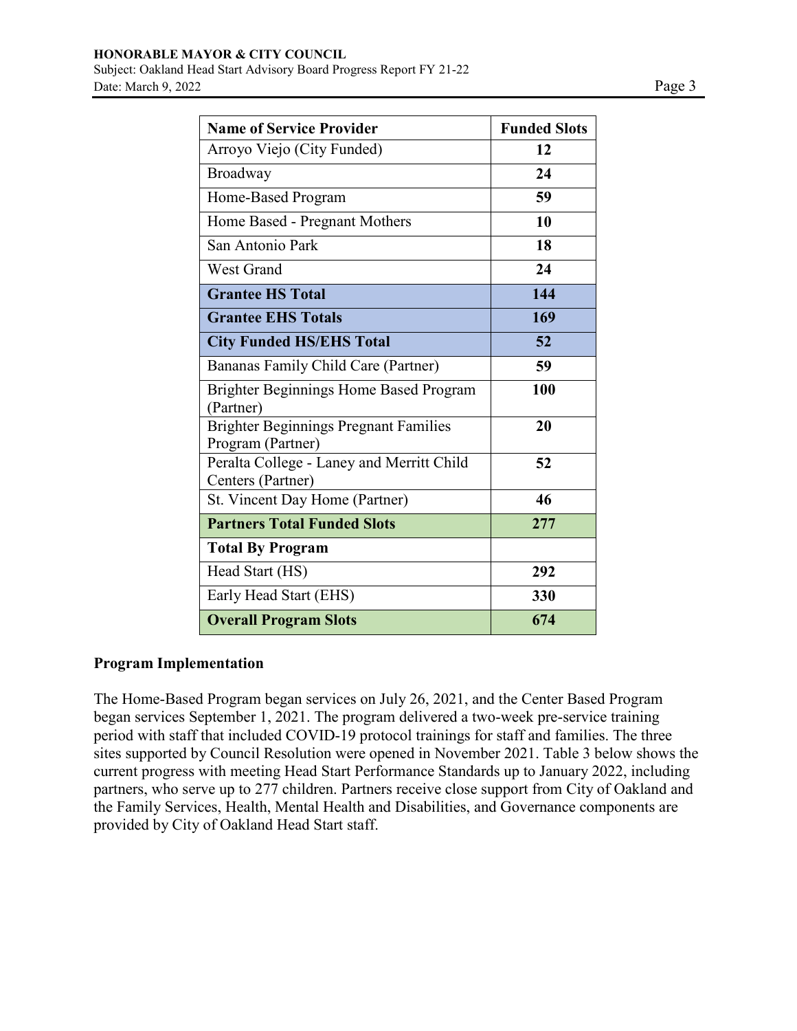| Name of Service Provider | Funded Slots |
|---|---|
| Arroyo Viejo (City Funded) | **12** |
| Broadway | **24** |
| Home-Based Program | **59** |
| Home Based - Pregnant Mothers | **10** |
| San Antonio Park | **18** |
| West Grand | **24** |
| **Grantee HS Total** | **144** |
| **Grantee EHS Totals** | **169** |
| **City Funded HS/EHS Total** | **52** |
| Bananas Family Child Care (Partner) | **59** |
| Brighter Beginnings Home Based Program (Partner) | **100** |
| Brighter Beginnings Pregnant Families Program (Partner) | **20** |
| Peralta College - Laney and Merritt Child Centers (Partner) | **52** |
| St. Vincent Day Home (Partner) | **46** |
| **Partners Total Funded Slots** | **277** |
| **Total By Program** | |
| Head Start (HS) | **292** |
| Early Head Start (EHS) | **330** |
| **Overall Program Slots** | **674** |

**Program Implementation**

The Home-Based Program began services on July 26, 2021, and the Center Based Program began services September 1, 2021. The program delivered a two-week pre-service training period with staff that included COVID-19 protocol trainings for staff and families. The three sites supported by Council Resolution were opened in November 2021. Table 3 below shows the current progress with meeting Head Start Performance Standards up to January 2022, including partners, who serve up to 277 children. Partners receive close support from City of Oakland and the Family Services, Health, Mental Health and Disabilities, and Governance components are provided by City of Oakland Head Start staff.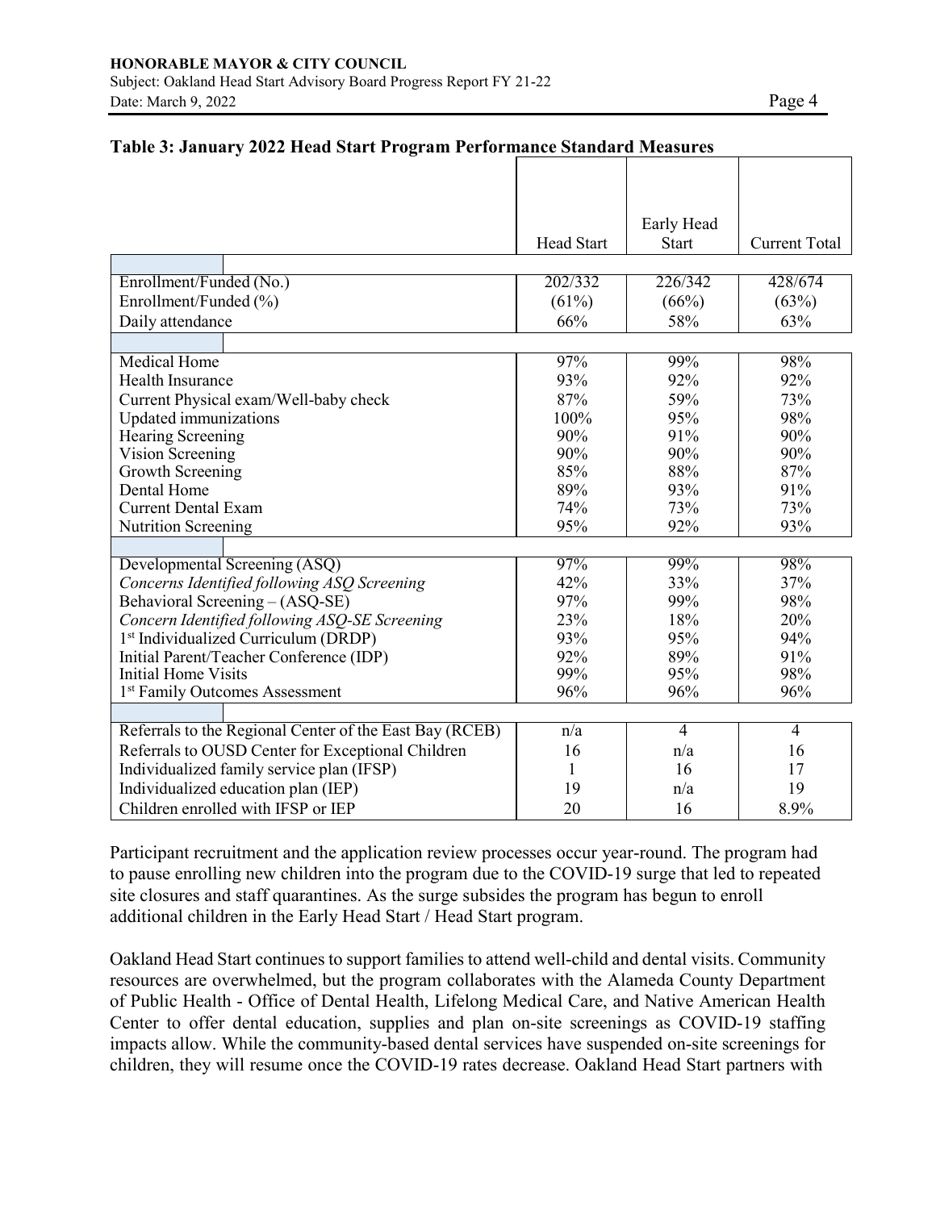**Table 3: January 2022 Head Start Program Performance Standard Measures**

| | Head Start | Early Head Start | Current Total |
|---|---|---|---|
| | | | |
| Enrollment/Funded (No.) | 202/332 | 226/342 | 428/674 |
| Enrollment/Funded (%) | (61%) | (66%) | (63%) |
| Daily attendance | 66% | 58% | 63% |
| | | | |
| Medical Home | 97% | 99% | 98% |
| Health Insurance | 93% | 92% | 92% |
| Current Physical exam/Well-baby check | 87% | 59% | 73% |
| Updated immunizations | 100% | 95% | 98% |
| Hearing Screening | 90% | 91% | 90% |
| Vision Screening | 90% | 90% | 90% |
| Growth Screening | 85% | 88% | 87% |
| Dental Home | 89% | 93% | 91% |
| Current Dental Exam | 74% | 73% | 73% |
| Nutrition Screening | 95% | 92% | 93% |
| | | | |
| Developmental Screening (ASQ) | 97% | 99% | 98% |
| *Concerns Identified following ASQ Screening* | 42% | 33% | 37% |
| Behavioral Screening – (ASQ-SE) | 97% | 99% | 98% |
| *Concern Identified following ASQ-SE Screening* | 23% | 18% | 20% |
| 1st Individualized Curriculum (DRDP) | 93% | 95% | 94% |
| Initial Parent/Teacher Conference (IDP) | 92% | 89% | 91% |
| Initial Home Visits | 99% | 95% | 98% |
| 1st Family Outcomes Assessment | 96% | 96% | 96% |
| | | | |
| Referrals to the Regional Center of the East Bay (RCEB) | n/a | 4 | 4 |
| Referrals to OUSD Center for Exceptional Children | 16 | n/a | 16 |
| Individualized family service plan (IFSP) | 1 | 16 | 17 |
| Individualized education plan (IEP) | 19 | n/a | 19 |
| Children enrolled with IFSP or IEP | 20 | 16 | 8.9% |

Participant recruitment and the application review processes occur year-round. The program had to pause enrolling new children into the program due to the COVID-19 surge that led to repeated site closures and staff quarantines. As the surge subsides the program has begun to enroll additional children in the Early Head Start / Head Start program.

Oakland Head Start continues to support families to attend well-child and dental visits. Community resources are overwhelmed, but the program collaborates with the Alameda County Department of Public Health - Office of Dental Health, Lifelong Medical Care, and Native American Health Center to offer dental education, supplies and plan on-site screenings as COVID-19 staffing impacts allow. While the community-based dental services have suspended on-site screenings for children, they will resume once the COVID-19 rates decrease. Oakland Head Start partners with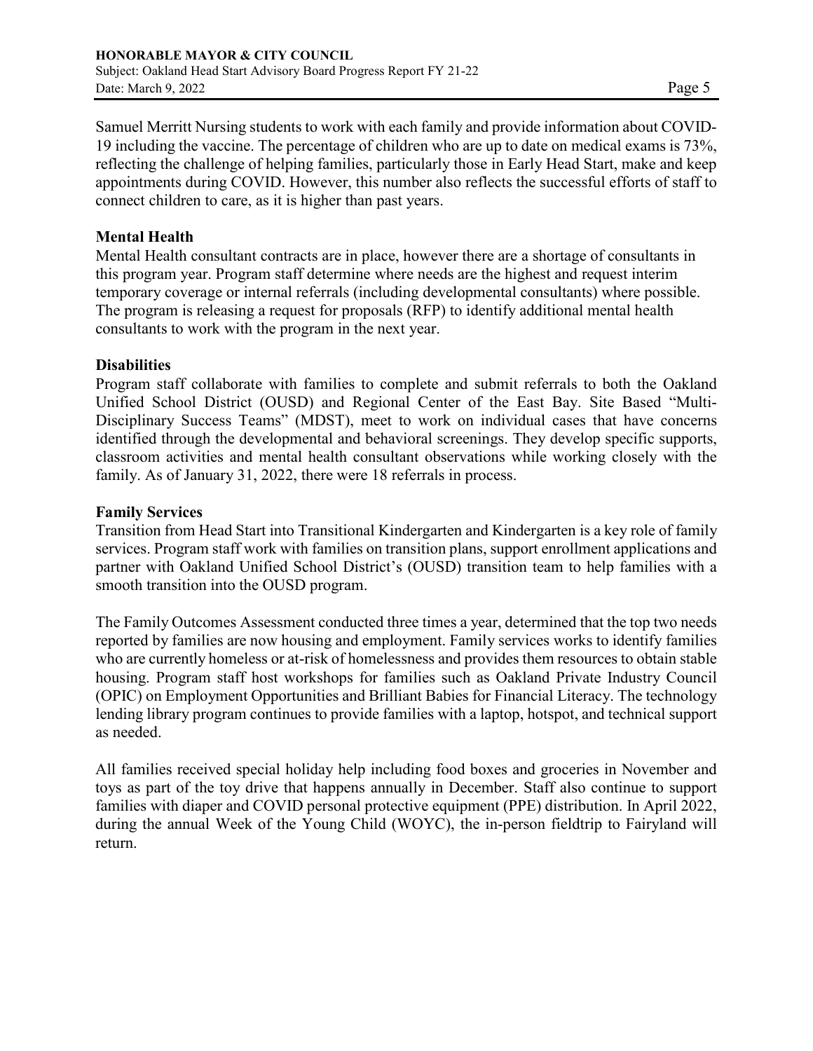Samuel Merritt Nursing students to work with each family and provide information about COVID-19 including the vaccine. The percentage of children who are up to date on medical exams is 73%, reflecting the challenge of helping families, particularly those in Early Head Start, make and keep appointments during COVID. However, this number also reflects the successful efforts of staff to connect children to care, as it is higher than past years.

**Mental Health**

Mental Health consultant contracts are in place, however there are a shortage of consultants in this program year. Program staff determine where needs are the highest and request interim temporary coverage or internal referrals (including developmental consultants) where possible. The program is releasing a request for proposals (RFP) to identify additional mental health consultants to work with the program in the next year.

**Disabilities**

Program staff collaborate with families to complete and submit referrals to both the Oakland Unified School District (OUSD) and Regional Center of the East Bay. Site Based "Multi-Disciplinary Success Teams" (MDST), meet to work on individual cases that have concerns identified through the developmental and behavioral screenings. They develop specific supports, classroom activities and mental health consultant observations while working closely with the family. As of January 31, 2022, there were 18 referrals in process.

**Family Services**

Transition from Head Start into Transitional Kindergarten and Kindergarten is a key role of family services. Program staff work with families on transition plans, support enrollment applications and partner with Oakland Unified School District's (OUSD) transition team to help families with a smooth transition into the OUSD program.

The Family Outcomes Assessment conducted three times a year, determined that the top two needs reported by families are now housing and employment. Family services works to identify families who are currently homeless or at-risk of homelessness and provides them resources to obtain stable housing. Program staff host workshops for families such as Oakland Private Industry Council (OPIC) on Employment Opportunities and Brilliant Babies for Financial Literacy. The technology lending library program continues to provide families with a laptop, hotspot, and technical support as needed.

All families received special holiday help including food boxes and groceries in November and toys as part of the toy drive that happens annually in December. Staff also continue to support families with diaper and COVID personal protective equipment (PPE) distribution. In April 2022, during the annual Week of the Young Child (WOYC), the in-person fieldtrip to Fairyland will return.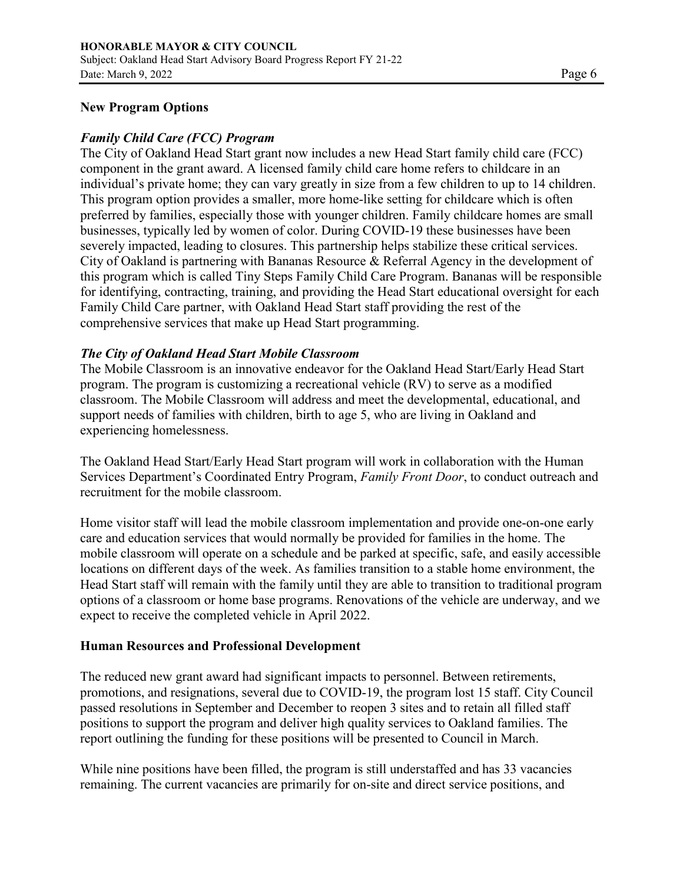## New Program Options

### *Family Child Care (FCC) Program*

The City of Oakland Head Start grant now includes a new Head Start family child care (FCC) component in the grant award. A licensed family child care home refers to childcare in an individual's private home; they can vary greatly in size from a few children to up to 14 children. This program option provides a smaller, more home-like setting for childcare which is often preferred by families, especially those with younger children. Family childcare homes are small businesses, typically led by women of color. During COVID-19 these businesses have been severely impacted, leading to closures. This partnership helps stabilize these critical services. City of Oakland is partnering with Bananas Resource & Referral Agency in the development of this program which is called Tiny Steps Family Child Care Program. Bananas will be responsible for identifying, contracting, training, and providing the Head Start educational oversight for each Family Child Care partner, with Oakland Head Start staff providing the rest of the comprehensive services that make up Head Start programming.

### *The City of Oakland Head Start Mobile Classroom*

The Mobile Classroom is an innovative endeavor for the Oakland Head Start/Early Head Start program. The program is customizing a recreational vehicle (RV) to serve as a modified classroom. The Mobile Classroom will address and meet the developmental, educational, and support needs of families with children, birth to age 5, who are living in Oakland and experiencing homelessness.

The Oakland Head Start/Early Head Start program will work in collaboration with the Human Services Department's Coordinated Entry Program, *Family Front Door*, to conduct outreach and recruitment for the mobile classroom.

Home visitor staff will lead the mobile classroom implementation and provide one-on-one early care and education services that would normally be provided for families in the home. The mobile classroom will operate on a schedule and be parked at specific, safe, and easily accessible locations on different days of the week. As families transition to a stable home environment, the Head Start staff will remain with the family until they are able to transition to traditional program options of a classroom or home base programs. Renovations of the vehicle are underway, and we expect to receive the completed vehicle in April 2022.

## Human Resources and Professional Development

The reduced new grant award had significant impacts to personnel. Between retirements, promotions, and resignations, several due to COVID-19, the program lost 15 staff. City Council passed resolutions in September and December to reopen 3 sites and to retain all filled staff positions to support the program and deliver high quality services to Oakland families. The report outlining the funding for these positions will be presented to Council in March.

While nine positions have been filled, the program is still understaffed and has 33 vacancies remaining. The current vacancies are primarily for on-site and direct service positions, and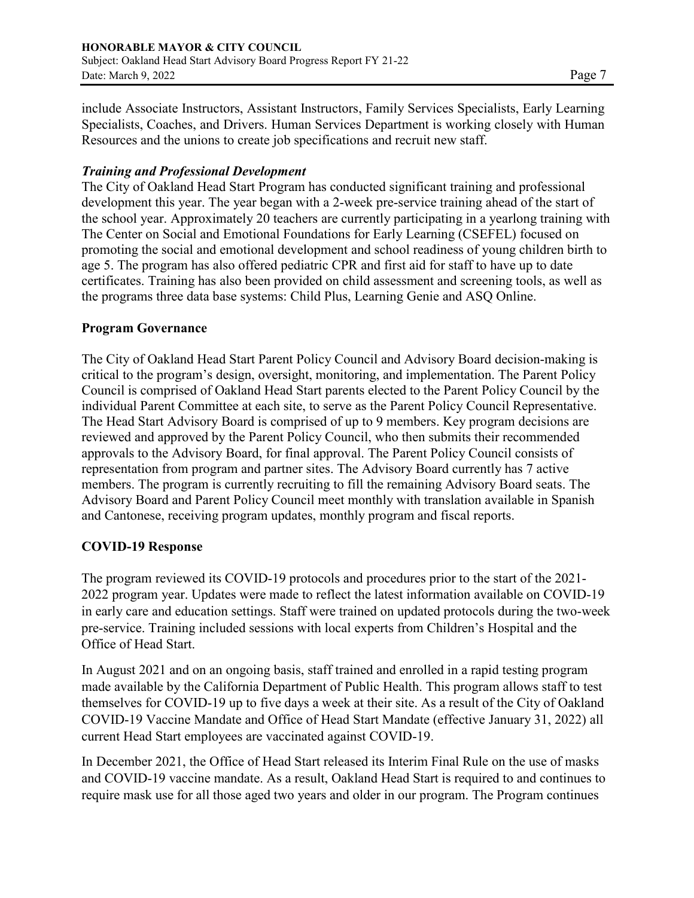include Associate Instructors, Assistant Instructors, Family Services Specialists, Early Learning Specialists, Coaches, and Drivers. Human Services Department is working closely with Human Resources and the unions to create job specifications and recruit new staff.

***Training and Professional Development***

The City of Oakland Head Start Program has conducted significant training and professional development this year. The year began with a 2-week pre-service training ahead of the start of the school year. Approximately 20 teachers are currently participating in a yearlong training with The Center on Social and Emotional Foundations for Early Learning (CSEFEL) focused on promoting the social and emotional development and school readiness of young children birth to age 5. The program has also offered pediatric CPR and first aid for staff to have up to date certificates. Training has also been provided on child assessment and screening tools, as well as the programs three data base systems: Child Plus, Learning Genie and ASQ Online.

## Program Governance

The City of Oakland Head Start Parent Policy Council and Advisory Board decision-making is critical to the program's design, oversight, monitoring, and implementation. The Parent Policy Council is comprised of Oakland Head Start parents elected to the Parent Policy Council by the individual Parent Committee at each site, to serve as the Parent Policy Council Representative. The Head Start Advisory Board is comprised of up to 9 members. Key program decisions are reviewed and approved by the Parent Policy Council, who then submits their recommended approvals to the Advisory Board, for final approval. The Parent Policy Council consists of representation from program and partner sites. The Advisory Board currently has 7 active members. The program is currently recruiting to fill the remaining Advisory Board seats. The Advisory Board and Parent Policy Council meet monthly with translation available in Spanish and Cantonese, receiving program updates, monthly program and fiscal reports.

## COVID-19 Response

The program reviewed its COVID-19 protocols and procedures prior to the start of the 2021-2022 program year. Updates were made to reflect the latest information available on COVID-19 in early care and education settings. Staff were trained on updated protocols during the two-week pre-service. Training included sessions with local experts from Children's Hospital and the Office of Head Start.

In August 2021 and on an ongoing basis, staff trained and enrolled in a rapid testing program made available by the California Department of Public Health. This program allows staff to test themselves for COVID-19 up to five days a week at their site. As a result of the City of Oakland COVID-19 Vaccine Mandate and Office of Head Start Mandate (effective January 31, 2022) all current Head Start employees are vaccinated against COVID-19.

In December 2021, the Office of Head Start released its Interim Final Rule on the use of masks and COVID-19 vaccine mandate. As a result, Oakland Head Start is required to and continues to require mask use for all those aged two years and older in our program. The Program continues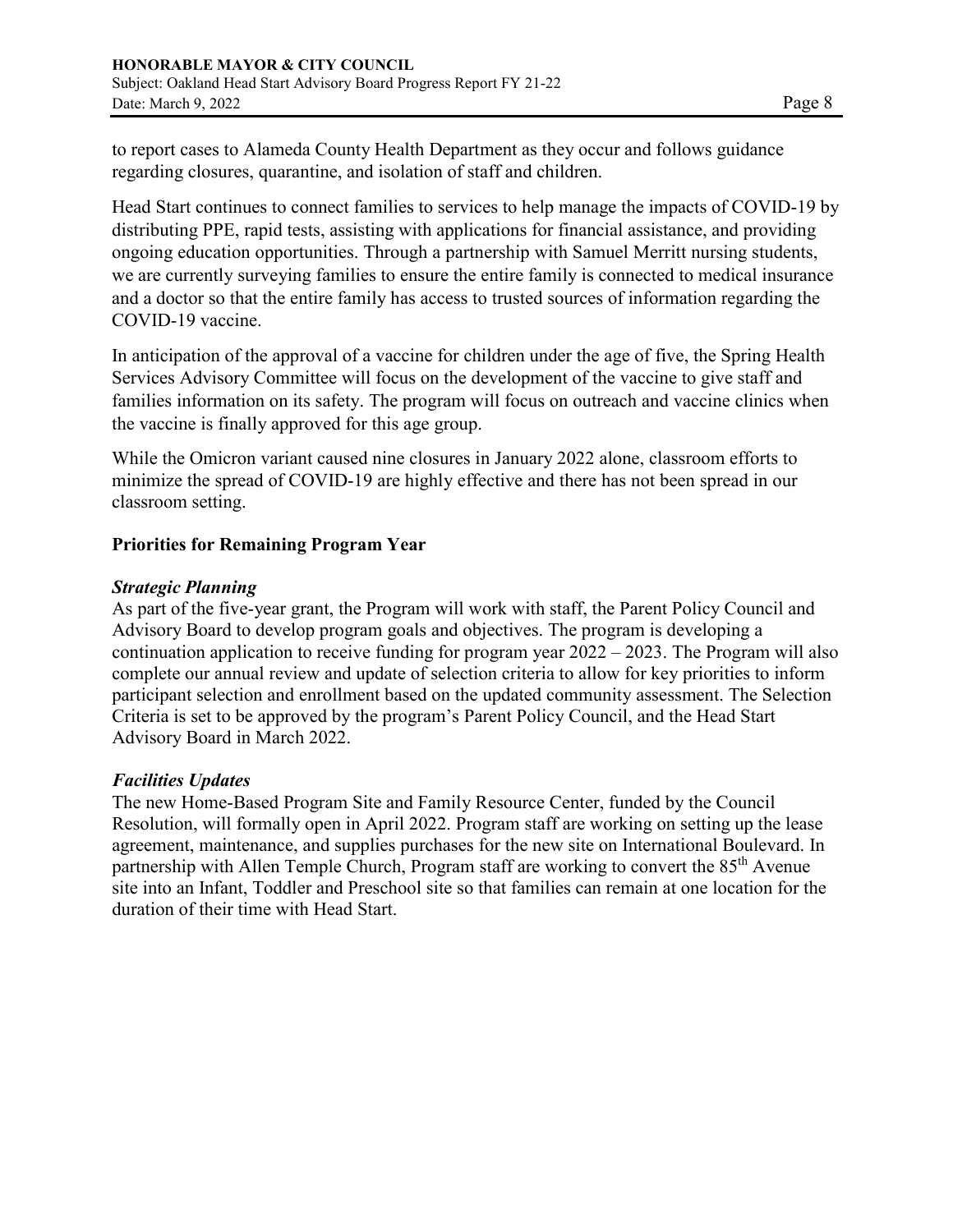to report cases to Alameda County Health Department as they occur and follows guidance regarding closures, quarantine, and isolation of staff and children.

Head Start continues to connect families to services to help manage the impacts of COVID-19 by distributing PPE, rapid tests, assisting with applications for financial assistance, and providing ongoing education opportunities. Through a partnership with Samuel Merritt nursing students, we are currently surveying families to ensure the entire family is connected to medical insurance and a doctor so that the entire family has access to trusted sources of information regarding the COVID-19 vaccine.

In anticipation of the approval of a vaccine for children under the age of five, the Spring Health Services Advisory Committee will focus on the development of the vaccine to give staff and families information on its safety. The program will focus on outreach and vaccine clinics when the vaccine is finally approved for this age group.

While the Omicron variant caused nine closures in January 2022 alone, classroom efforts to minimize the spread of COVID-19 are highly effective and there has not been spread in our classroom setting.

**Priorities for Remaining Program Year**

***Strategic Planning***

As part of the five-year grant, the Program will work with staff, the Parent Policy Council and Advisory Board to develop program goals and objectives. The program is developing a continuation application to receive funding for program year 2022 – 2023. The Program will also complete our annual review and update of selection criteria to allow for key priorities to inform participant selection and enrollment based on the updated community assessment. The Selection Criteria is set to be approved by the program's Parent Policy Council, and the Head Start Advisory Board in March 2022.

***Facilities Updates***

The new Home-Based Program Site and Family Resource Center, funded by the Council Resolution, will formally open in April 2022. Program staff are working on setting up the lease agreement, maintenance, and supplies purchases for the new site on International Boulevard. In partnership with Allen Temple Church, Program staff are working to convert the 85th Avenue site into an Infant, Toddler and Preschool site so that families can remain at one location for the duration of their time with Head Start.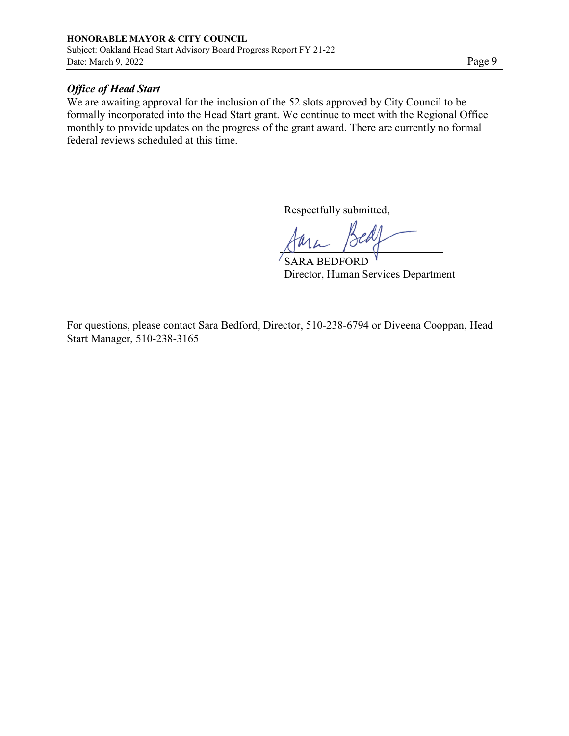***Office of Head Start***

We are awaiting approval for the inclusion of the 52 slots approved by City Council to be formally incorporated into the Head Start grant. We continue to meet with the Regional Office monthly to provide updates on the progress of the grant award. There are currently no formal federal reviews scheduled at this time.

Respectfully submitted,

SARA BEDFORD
Director, Human Services Department

For questions, please contact Sara Bedford, Director, 510-238-6794 or Diveena Cooppan, Head Start Manager, 510-238-3165